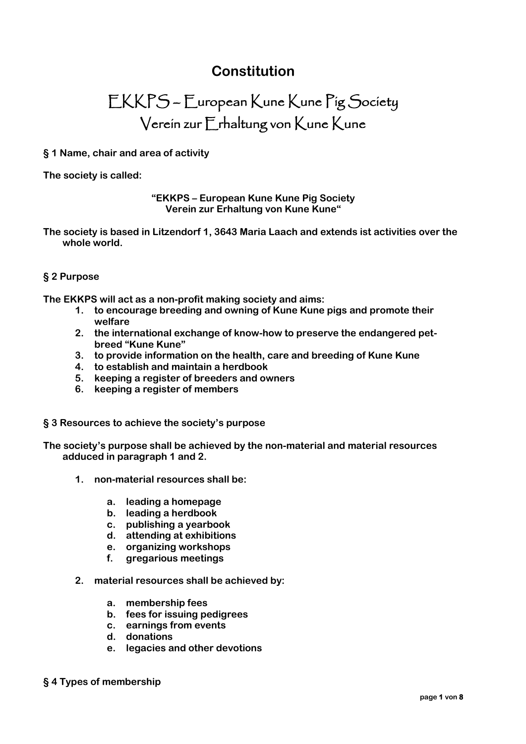# Constitution

# EKKPS – European Kune Kune Pig Society
## Verein zur Erhaltung von Kune Kune

### § 1 Name, chair and area of activity

**The society is called:**

**“EKKPS – European Kune Kune Pig Society**
**Verein zur Erhaltung von Kune Kune“**

**The society is based in Litzendorf 1, 3643 Maria Laach and extends ist activities over the whole world.**

### § 2 Purpose

**The EKKPS will act as a non-profit making society and aims:**

1. **to encourage breeding and owning of Kune Kune pigs and promote their welfare**
2. **the international exchange of know-how to preserve the endangered pet-breed “Kune Kune”**
3. **to provide information on the health, care and breeding of Kune Kune**
4. **to establish and maintain a herdbook**
5. **keeping a register of breeders and owners**
6. **keeping a register of members**

### § 3 Resources to achieve the society’s purpose

**The society’s purpose shall be achieved by the non-material and material resources adduced in paragraph 1 and 2.**

1. **non-material resources shall be:**
   a. **leading a homepage**
   b. **leading a herdbook**
   c. **publishing a yearbook**
   d. **attending at exhibitions**
   e. **organizing workshops**
   f. **gregarious meetings**

2. **material resources shall be achieved by:**
   a. **membership fees**
   b. **fees for issuing pedigrees**
   c. **earnings from events**
   d. **donations**
   e. **legacies and other devotions**

### § 4 Types of membership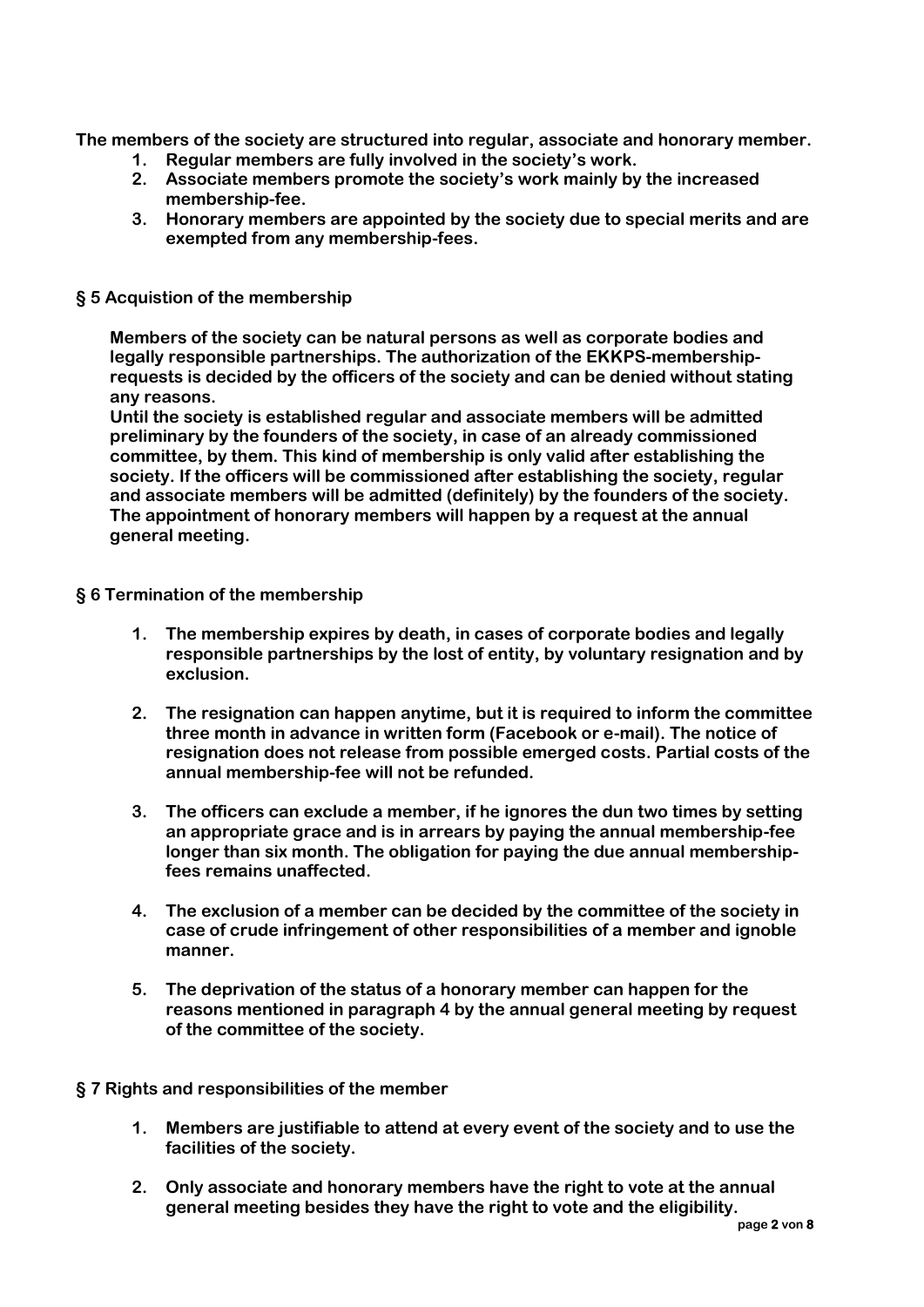**The members of the society are structured into regular, associate and honorary member.**

1. **Regular members are fully involved in the society's work.**
2. **Associate members promote the society's work mainly by the increased membership-fee.**
3. **Honorary members are appointed by the society due to special merits and are exempted from any membership-fees.**

## § 5 Acquistion of the membership

**Members of the society can be natural persons as well as corporate bodies and legally responsible partnerships. The authorization of the EKKPS-membership-requests is decided by the officers of the society and can be denied without stating any reasons.**
**Until the society is established regular and associate members will be admitted preliminary by the founders of the society, in case of an already commissioned committee, by them. This kind of membership is only valid after establishing the society. If the officers will be commissioned after establishing the society, regular and associate members will be admitted (definitely) by the founders of the society. The appointment of honorary members will happen by a request at the annual general meeting.**

## § 6 Termination of the membership

1. **The membership expires by death, in cases of corporate bodies and legally responsible partnerships by the lost of entity, by voluntary resignation and by exclusion.**

2. **The resignation can happen anytime, but it is required to inform the committee three month in advance in written form (Facebook or e-mail). The notice of resignation does not release from possible emerged costs. Partial costs of the annual membership-fee will not be refunded.**

3. **The officers can exclude a member, if he ignores the dun two times by setting an appropriate grace and is in arrears by paying the annual membership-fee longer than six month. The obligation for paying the due annual membership-fees remains unaffected.**

4. **The exclusion of a member can be decided by the committee of the society in case of crude infringement of other responsibilities of a member and ignoble manner.**

5. **The deprivation of the status of a honorary member can happen for the reasons mentioned in paragraph 4 by the annual general meeting by request of the committee of the society.**

## § 7 Rights and responsibilities of the member

1. **Members are justifiable to attend at every event of the society and to use the facilities of the society.**

2. **Only associate and honorary members have the right to vote at the annual general meeting besides they have the right to vote and the eligibility.**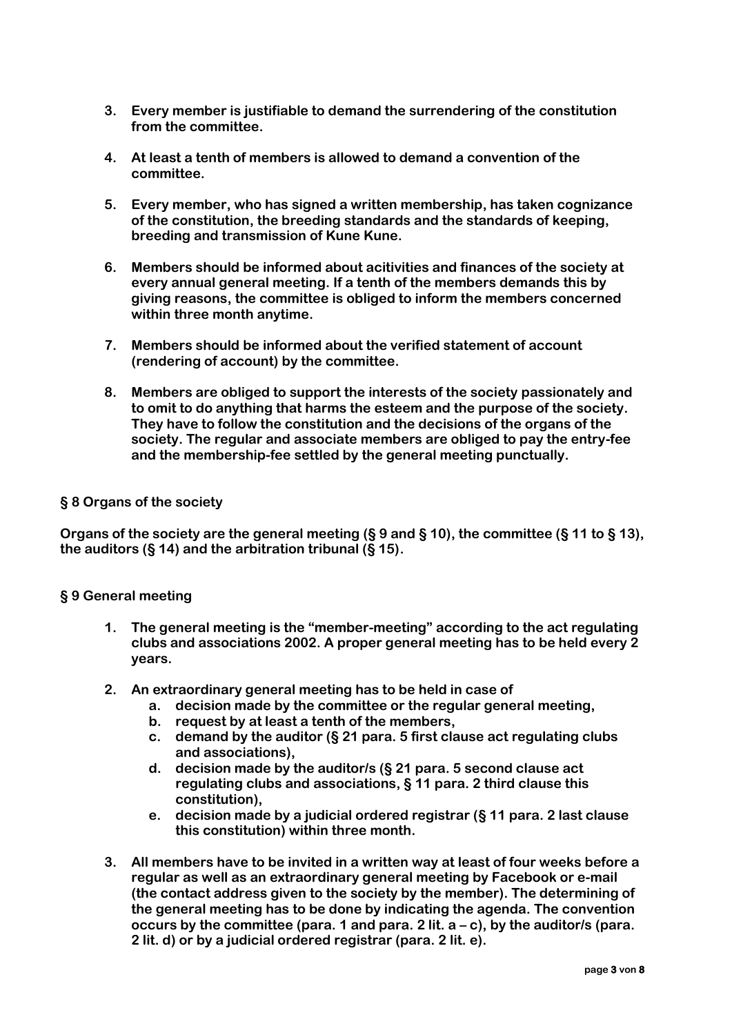3. **Every member is justifiable to demand the surrendering of the constitution from the committee.**

4. **At least a tenth of members is allowed to demand a convention of the committee.**

5. **Every member, who has signed a written membership, has taken cognizance of the constitution, the breeding standards and the standards of keeping, breeding and transmission of Kune Kune.**

6. **Members should be informed about acitivities and finances of the society at every annual general meeting. If a tenth of the members demands this by giving reasons, the committee is obliged to inform the members concerned within three month anytime.**

7. **Members should be informed about the verified statement of account (rendering of account) by the committee.**

8. **Members are obliged to support the interests of the society passionately and to omit to do anything that harms the esteem and the purpose of the society. They have to follow the constitution and the decisions of the organs of the society. The regular and associate members are obliged to pay the entry-fee and the membership-fee settled by the general meeting punctually.**

## § 8 Organs of the society

**Organs of the society are the general meeting (§ 9 and § 10), the committee (§ 11 to § 13), the auditors (§ 14) and the arbitration tribunal (§ 15).**

## § 9 General meeting

1. **The general meeting is the "member-meeting" according to the act regulating clubs and associations 2002. A proper general meeting has to be held every 2 years.**

2. **An extraordinary general meeting has to be held in case of**
   a. **decision made by the committee or the regular general meeting,**
   b. **request by at least a tenth of the members,**
   c. **demand by the auditor (§ 21 para. 5 first clause act regulating clubs and associations),**
   d. **decision made by the auditor/s (§ 21 para. 5 second clause act regulating clubs and associations, § 11 para. 2 third clause this constitution),**
   e. **decision made by a judicial ordered registrar (§ 11 para. 2 last clause this constitution) within three month.**

3. **All members have to be invited in a written way at least of four weeks before a regular as well as an extraordinary general meeting by Facebook or e-mail (the contact address given to the society by the member). The determining of the general meeting has to be done by indicating the agenda. The convention occurs by the committee (para. 1 and para. 2 lit. a – c), by the auditor/s (para. 2 lit. d) or by a judicial ordered registrar (para. 2 lit. e).**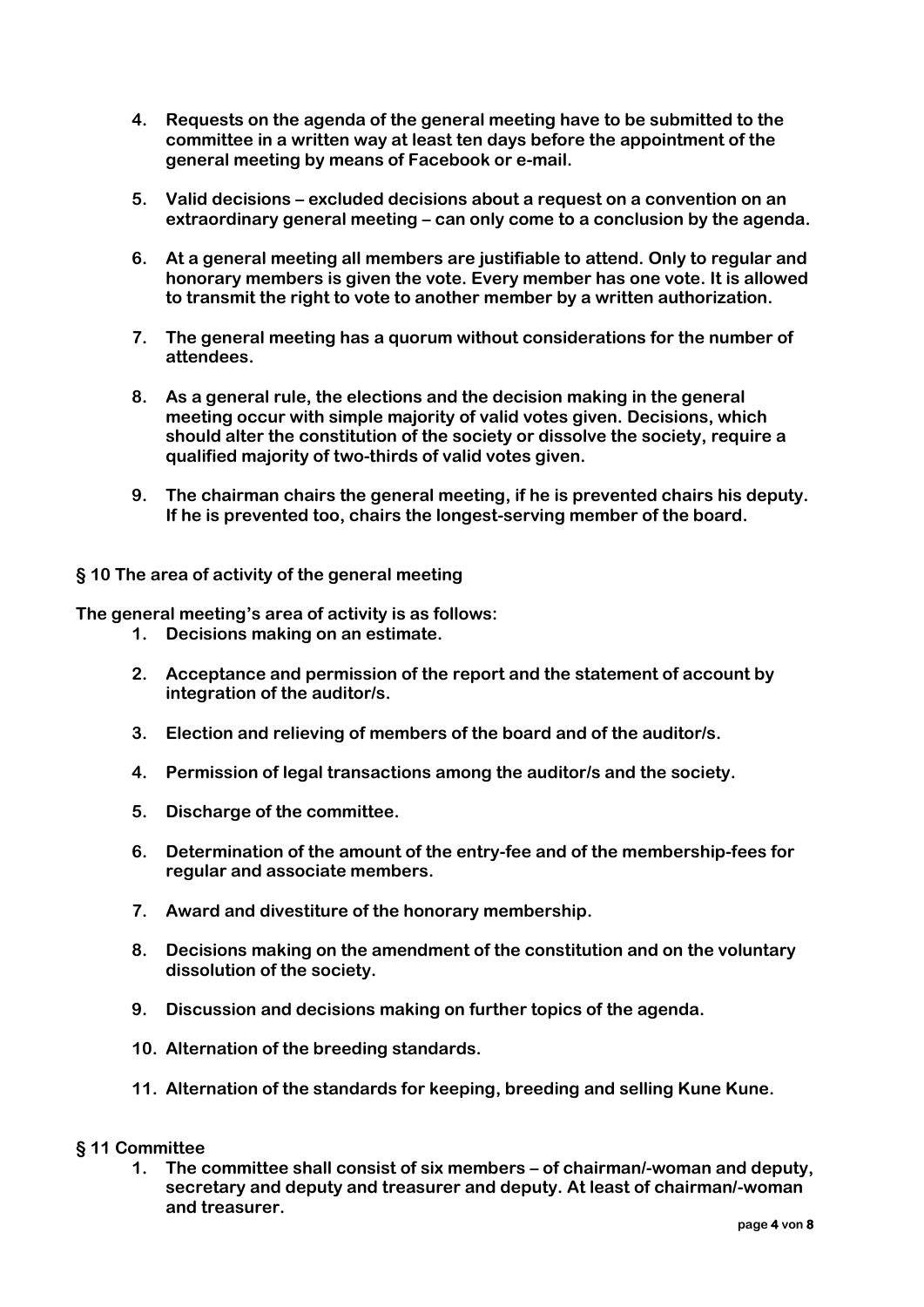4. **Requests on the agenda of the general meeting have to be submitted to the committee in a written way at least ten days before the appointment of the general meeting by means of Facebook or e-mail.**

5. **Valid decisions – excluded decisions about a request on a convention on an extraordinary general meeting – can only come to a conclusion by the agenda.**

6. **At a general meeting all members are justifiable to attend. Only to regular and honorary members is given the vote. Every member has one vote. It is allowed to transmit the right to vote to another member by a written authorization.**

7. **The general meeting has a quorum without considerations for the number of attendees.**

8. **As a general rule, the elections and the decision making in the general meeting occur with simple majority of valid votes given. Decisions, which should alter the constitution of the society or dissolve the society, require a qualified majority of two-thirds of valid votes given.**

9. **The chairman chairs the general meeting, if he is prevented chairs his deputy. If he is prevented too, chairs the longest-serving member of the board.**

## § 10 The area of activity of the general meeting

**The general meeting's area of activity is as follows:**

1. **Decisions making on an estimate.**

2. **Acceptance and permission of the report and the statement of account by integration of the auditor/s.**

3. **Election and relieving of members of the board and of the auditor/s.**

4. **Permission of legal transactions among the auditor/s and the society.**

5. **Discharge of the committee.**

6. **Determination of the amount of the entry-fee and of the membership-fees for regular and associate members.**

7. **Award and divestiture of the honorary membership.**

8. **Decisions making on the amendment of the constitution and on the voluntary dissolution of the society.**

9. **Discussion and decisions making on further topics of the agenda.**

10. **Alternation of the breeding standards.**

11. **Alternation of the standards for keeping, breeding and selling Kune Kune.**

## § 11 Committee

1. **The committee shall consist of six members – of chairman/-woman and deputy, secretary and deputy and treasurer and deputy. At least of chairman/-woman and treasurer.**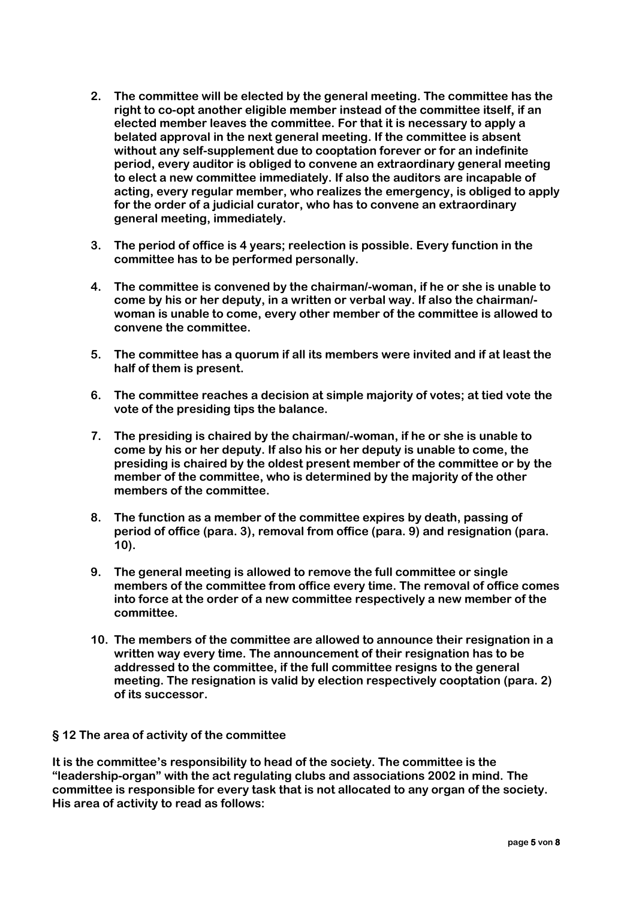2. **The committee will be elected by the general meeting. The committee has the right to co-opt another eligible member instead of the committee itself, if an elected member leaves the committee. For that it is necessary to apply a belated approval in the next general meeting. If the committee is absent without any self-supplement due to cooptation forever or for an indefinite period, every auditor is obliged to convene an extraordinary general meeting to elect a new committee immediately. If also the auditors are incapable of acting, every regular member, who realizes the emergency, is obliged to apply for the order of a judicial curator, who has to convene an extraordinary general meeting, immediately.**

3. **The period of office is 4 years; reelection is possible. Every function in the committee has to be performed personally.**

4. **The committee is convened by the chairman/-woman, if he or she is unable to come by his or her deputy, in a written or verbal way. If also the chairman/-woman is unable to come, every other member of the committee is allowed to convene the committee.**

5. **The committee has a quorum if all its members were invited and if at least the half of them is present.**

6. **The committee reaches a decision at simple majority of votes; at tied vote the vote of the presiding tips the balance.**

7. **The presiding is chaired by the chairman/-woman, if he or she is unable to come by his or her deputy. If also his or her deputy is unable to come, the presiding is chaired by the oldest present member of the committee or by the member of the committee, who is determined by the majority of the other members of the committee.**

8. **The function as a member of the committee expires by death, passing of period of office (para. 3), removal from office (para. 9) and resignation (para. 10).**

9. **The general meeting is allowed to remove the full committee or single members of the committee from office every time. The removal of office comes into force at the order of a new committee respectively a new member of the committee.**

10. **The members of the committee are allowed to announce their resignation in a written way every time. The announcement of their resignation has to be addressed to the committee, if the full committee resigns to the general meeting. The resignation is valid by election respectively cooptation (para. 2) of its successor.**

## § 12 The area of activity of the committee

**It is the committee's responsibility to head of the society. The committee is the "leadership-organ" with the act regulating clubs and associations 2002 in mind. The committee is responsible for every task that is not allocated to any organ of the society. His area of activity to read as follows:**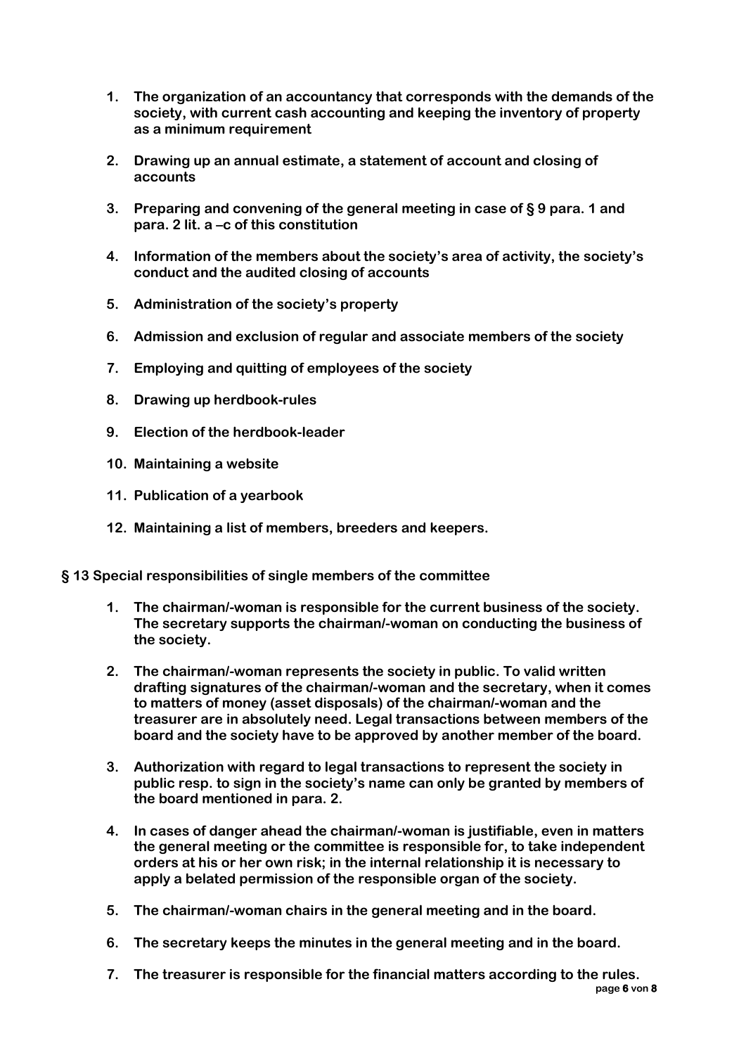1. **The organization of an accountancy that corresponds with the demands of the society, with current cash accounting and keeping the inventory of property as a minimum requirement**

2. **Drawing up an annual estimate, a statement of account and closing of accounts**

3. **Preparing and convening of the general meeting in case of § 9 para. 1 and para. 2 lit. a –c of this constitution**

4. **Information of the members about the society's area of activity, the society's conduct and the audited closing of accounts**

5. **Administration of the society's property**

6. **Admission and exclusion of regular and associate members of the society**

7. **Employing and quitting of employees of the society**

8. **Drawing up herdbook-rules**

9. **Election of the herdbook-leader**

10. **Maintaining a website**

11. **Publication of a yearbook**

12. **Maintaining a list of members, breeders and keepers.**

## § 13 Special responsibilities of single members of the committee

1. **The chairman/-woman is responsible for the current business of the society. The secretary supports the chairman/-woman on conducting the business of the society.**

2. **The chairman/-woman represents the society in public. To valid written drafting signatures of the chairman/-woman and the secretary, when it comes to matters of money (asset disposals) of the chairman/-woman and the treasurer are in absolutely need. Legal transactions between members of the board and the society have to be approved by another member of the board.**

3. **Authorization with regard to legal transactions to represent the society in public resp. to sign in the society's name can only be granted by members of the board mentioned in para. 2.**

4. **In cases of danger ahead the chairman/-woman is justifiable, even in matters the general meeting or the committee is responsible for, to take independent orders at his or her own risk; in the internal relationship it is necessary to apply a belated permission of the responsible organ of the society.**

5. **The chairman/-woman chairs in the general meeting and in the board.**

6. **The secretary keeps the minutes in the general meeting and in the board.**

7. **The treasurer is responsible for the financial matters according to the rules.**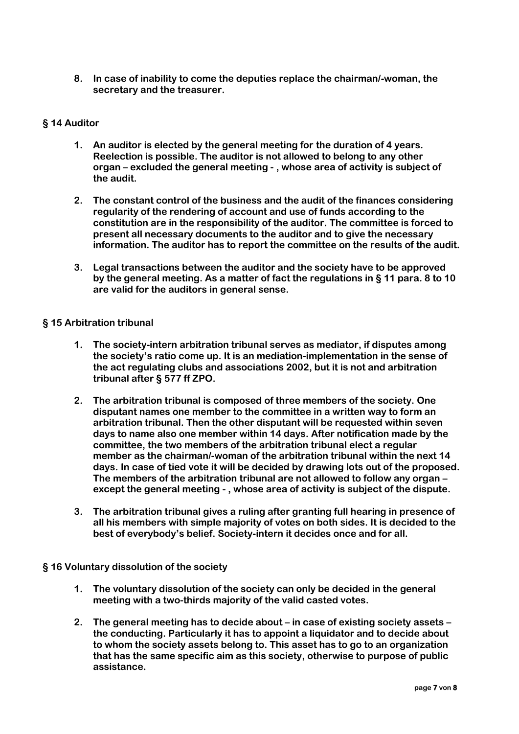8. **In case of inability to come the deputies replace the chairman/-woman, the secretary and the treasurer.**

## § 14 Auditor

1. **An auditor is elected by the general meeting for the duration of 4 years. Reelection is possible. The auditor is not allowed to belong to any other organ – excluded the general meeting - , whose area of activity is subject of the audit.**

2. **The constant control of the business and the audit of the finances considering regularity of the rendering of account and use of funds according to the constitution are in the responsibility of the auditor. The committee is forced to present all necessary documents to the auditor and to give the necessary information. The auditor has to report the committee on the results of the audit.**

3. **Legal transactions between the auditor and the society have to be approved by the general meeting. As a matter of fact the regulations in § 11 para. 8 to 10 are valid for the auditors in general sense.**

## § 15 Arbitration tribunal

1. **The society-intern arbitration tribunal serves as mediator, if disputes among the society's ratio come up. It is an mediation-implementation in the sense of the act regulating clubs and associations 2002, but it is not and arbitration tribunal after § 577 ff ZPO.**

2. **The arbitration tribunal is composed of three members of the society. One disputant names one member to the committee in a written way to form an arbitration tribunal. Then the other disputant will be requested within seven days to name also one member within 14 days. After notification made by the committee, the two members of the arbitration tribunal elect a regular member as the chairman/-woman of the arbitration tribunal within the next 14 days. In case of tied vote it will be decided by drawing lots out of the proposed. The members of the arbitration tribunal are not allowed to follow any organ – except the general meeting - , whose area of activity is subject of the dispute.**

3. **The arbitration tribunal gives a ruling after granting full hearing in presence of all his members with simple majority of votes on both sides. It is decided to the best of everybody's belief. Society-intern it decides once and for all.**

## § 16 Voluntary dissolution of the society

1. **The voluntary dissolution of the society can only be decided in the general meeting with a two-thirds majority of the valid casted votes.**

2. **The general meeting has to decide about – in case of existing society assets – the conducting. Particularly it has to appoint a liquidator and to decide about to whom the society assets belong to. This asset has to go to an organization that has the same specific aim as this society, otherwise to purpose of public assistance.**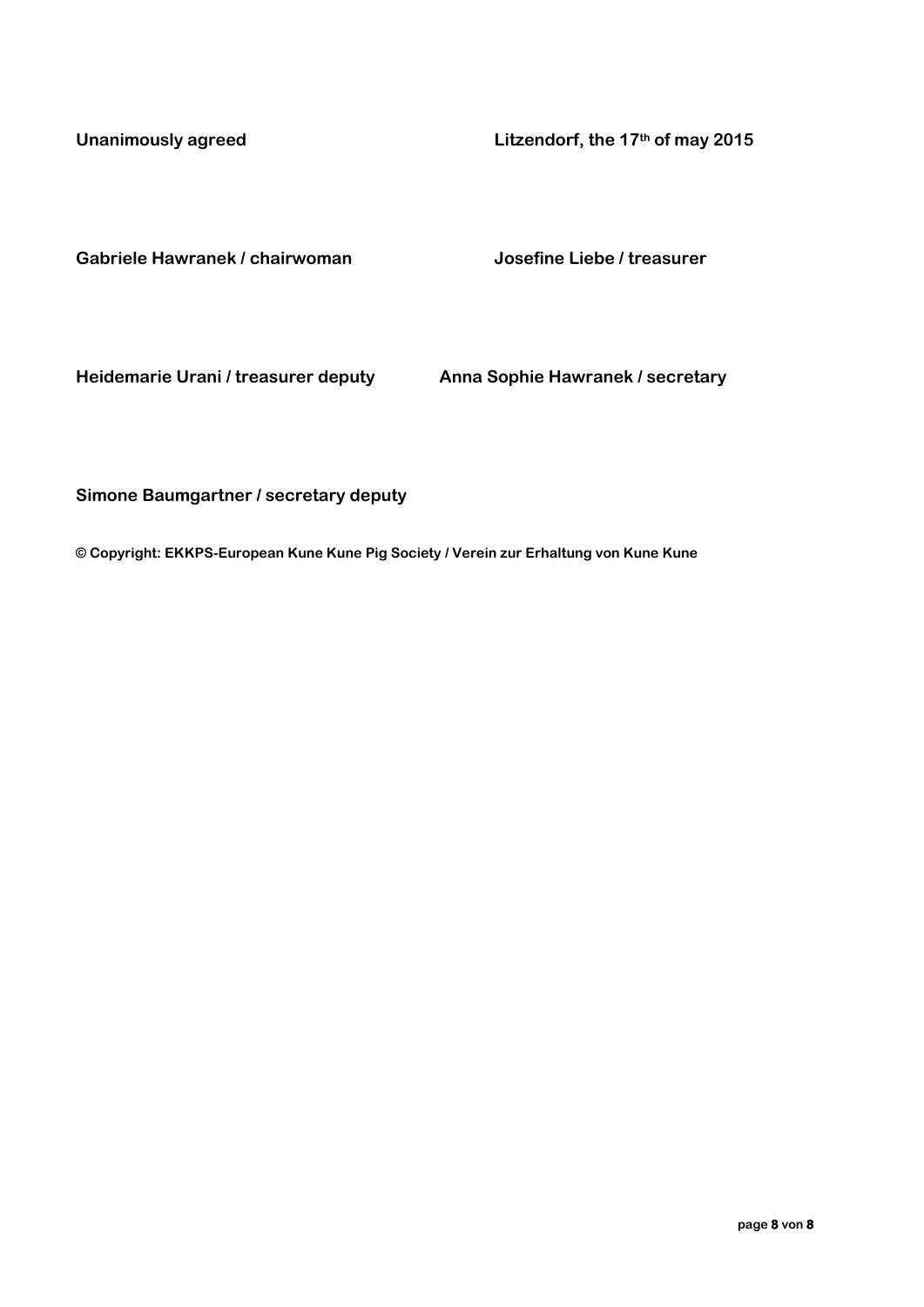**Unanimously agreed** **Litzendorf, the 17th of may 2015**

**Gabriele Hawranek / chairwoman** **Josefine Liebe / treasurer**

**Heidemarie Urani / treasurer deputy** **Anna Sophie Hawranek / secretary**

**Simone Baumgartner / secretary deputy**

**© Copyright: EKKPS-European Kune Kune Pig Society / Verein zur Erhaltung von Kune Kune**